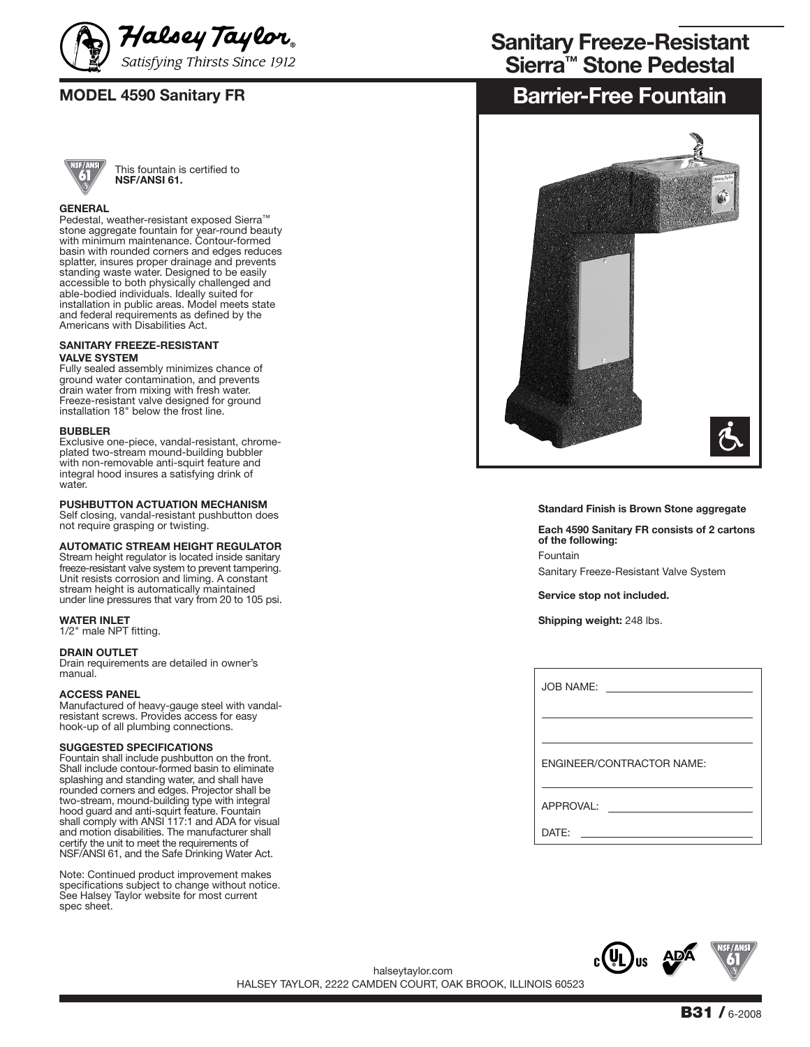Halsey Taylor®
*Satisfying Thirsts Since 1912*

# Sanitary Freeze-Resistant Sierra™ Stone Pedestal

# Barrier-Free Fountain

## MODEL 4590 Sanitary FR

This fountain is certified to **NSF/ANSI 61.**

**GENERAL**
Pedestal, weather-resistant exposed Sierra™ stone aggregate fountain for year-round beauty with minimum maintenance. Contour-formed basin with rounded corners and edges reduces splatter, insures proper drainage and prevents standing waste water. Designed to be easily accessible to both physically challenged and able-bodied individuals. Ideally suited for installation in public areas. Model meets state and federal requirements as defined by the Americans with Disabilities Act.

**SANITARY FREEZE-RESISTANT VALVE SYSTEM**
Fully sealed assembly minimizes chance of ground water contamination, and prevents drain water from mixing with fresh water. Freeze-resistant valve designed for ground installation 18" below the frost line.

**BUBBLER**
Exclusive one-piece, vandal-resistant, chrome-plated two-stream mound-building bubbler with non-removable anti-squirt feature and integral hood insures a satisfying drink of water.

**PUSHBUTTON ACTUATION MECHANISM**
Self closing, vandal-resistant pushbutton does not require grasping or twisting.

**AUTOMATIC STREAM HEIGHT REGULATOR**
Stream height regulator is located inside sanitary freeze-resistant valve system to prevent tampering. Unit resists corrosion and liming. A constant stream height is automatically maintained under line pressures that vary from 20 to 105 psi.

**WATER INLET**
1/2" male NPT fitting.

**DRAIN OUTLET**
Drain requirements are detailed in owner's manual.

**ACCESS PANEL**
Manufactured of heavy-gauge steel with vandal-resistant screws. Provides access for easy hook-up of all plumbing connections.

**SUGGESTED SPECIFICATIONS**
Fountain shall include pushbutton on the front. Shall include contour-formed basin to eliminate splashing and standing water, and shall have rounded corners and edges. Projector shall be two-stream, mound-building type with integral hood guard and anti-squirt feature. Fountain shall comply with ANSI 117:1 and ADA for visual and motion disabilities. The manufacturer shall certify the unit to meet the requirements of NSF/ANSI 61, and the Safe Drinking Water Act.

Note: Continued product improvement makes specifications subject to change without notice. See Halsey Taylor website for most current spec sheet.

**Standard Finish is Brown Stone aggregate**

**Each 4590 Sanitary FR consists of 2 cartons of the following:**

Fountain

Sanitary Freeze-Resistant Valve System

**Service stop not included.**

**Shipping weight:** 248 lbs.

JOB NAME: ____________________

____________________

____________________

ENGINEER/CONTRACTOR NAME:

____________________

APPROVAL: ____________________

DATE: ____________________

halseytaylor.com
HALSEY TAYLOR, 2222 CAMDEN COURT, OAK BROOK, ILLINOIS 60523

**B31** / 6-2008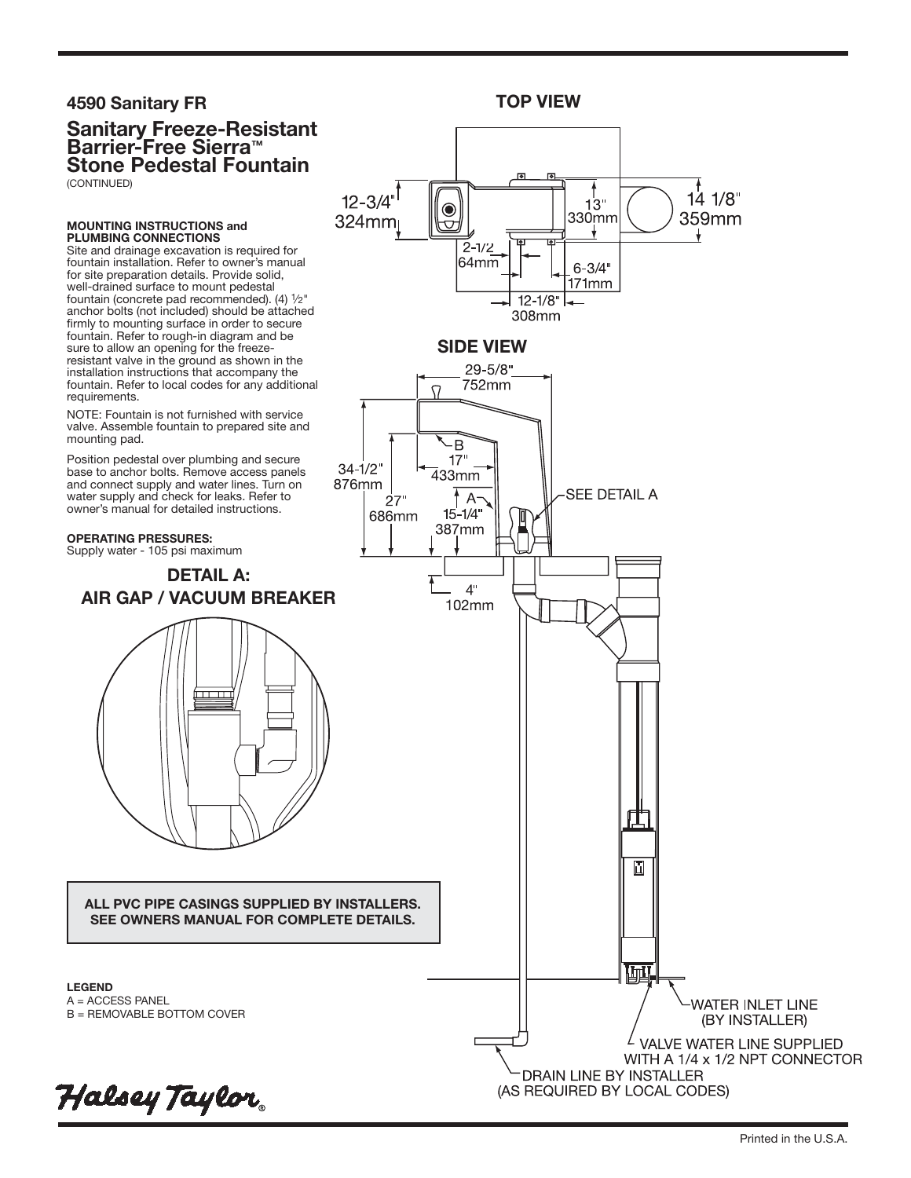## 4590 Sanitary FR

# Sanitary Freeze-Resistant Barrier-Free Sierra™ Stone Pedestal Fountain

(CONTINUED)

**MOUNTING INSTRUCTIONS and PLUMBING CONNECTIONS**

Site and drainage excavation is required for fountain installation. Refer to owner's manual for site preparation details. Provide solid, well-drained surface to mount pedestal fountain (concrete pad recommended). (4) ½" anchor bolts (not included) should be attached firmly to mounting surface in order to secure fountain. Refer to rough-in diagram and be sure to allow an opening for the freeze-resistant valve in the ground as shown in the installation instructions that accompany the fountain. Refer to local codes for any additional requirements.

NOTE: Fountain is not furnished with service valve. Assemble fountain to prepared site and mounting pad.

Position pedestal over plumbing and secure base to anchor bolts. Remove access panels and connect supply and water lines. Turn on water supply and check for leaks. Refer to owner's manual for detailed instructions.

**OPERATING PRESSURES:**
Supply water - 105 psi maximum

## TOP VIEW

12-3/4"
324mm

13"
330mm

14 1/8"
359mm

2-1/2
64mm

6-3/4"
171mm

12-1/8"
308mm

## SIDE VIEW

29-5/8"
752mm

B
17"
433mm

34-1/2"
876mm

27"
686mm

A
15-1/4"
387mm

SEE DETAIL A

4"
102mm

WATER INLET LINE
(BY INSTALLER)

VALVE WATER LINE SUPPLIED
WITH A 1/4 x 1/2 NPT CONNECTOR

DRAIN LINE BY INSTALLER
(AS REQUIRED BY LOCAL CODES)

## DETAIL A: AIR GAP / VACUUM BREAKER

**ALL PVC PIPE CASINGS SUPPLIED BY INSTALLERS. SEE OWNERS MANUAL FOR COMPLETE DETAILS.**

**LEGEND**
A = ACCESS PANEL
B = REMOVABLE BOTTOM COVER

Halsey Taylor®

Printed in the U.S.A.